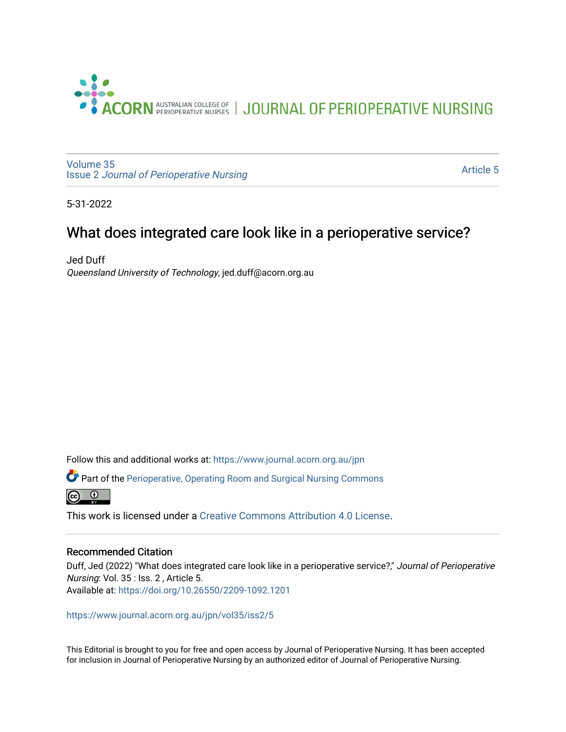ACORN AUSTRALIAN COLLEGE OF PERIOPERATIVE NURSES | JOURNAL OF PERIOPERATIVE NURSING

Volume 35
Issue 2 *Journal of Perioperative Nursing*

Article 5

5-31-2022

# What does integrated care look like in a perioperative service?

Jed Duff
*Queensland University of Technology*, jed.duff@acorn.org.au

Follow this and additional works at: https://www.journal.acorn.org.au/jpn

Part of the Perioperative, Operating Room and Surgical Nursing Commons

This work is licensed under a Creative Commons Attribution 4.0 License.

## Recommended Citation

Duff, Jed (2022) "What does integrated care look like in a perioperative service?," *Journal of Perioperative Nursing*: Vol. 35 : Iss. 2 , Article 5.
Available at: https://doi.org/10.26550/2209-1092.1201

https://www.journal.acorn.org.au/jpn/vol35/iss2/5

This Editorial is brought to you for free and open access by Journal of Perioperative Nursing. It has been accepted for inclusion in Journal of Perioperative Nursing by an authorized editor of Journal of Perioperative Nursing.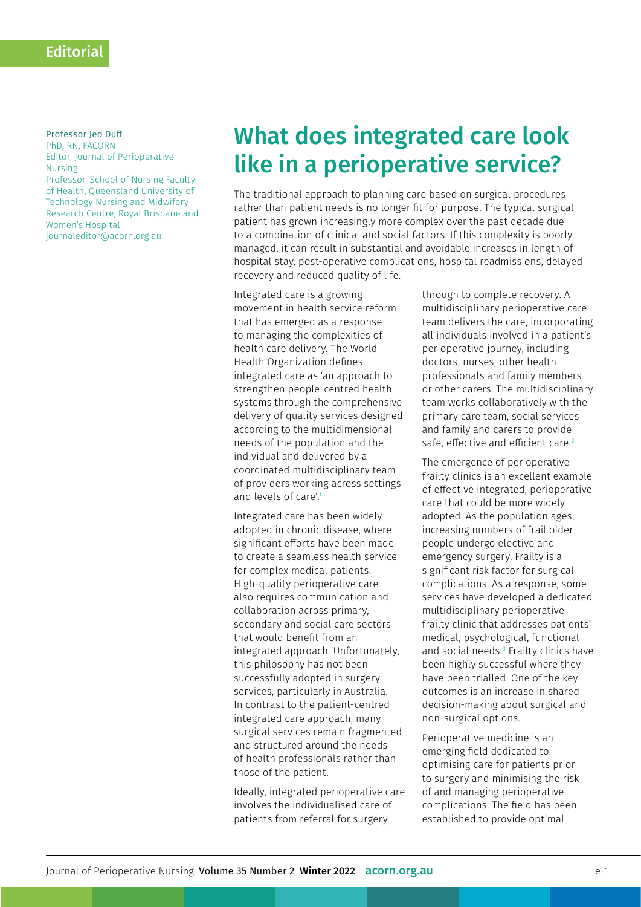Editorial

Professor Jed Duff
PhD, RN, FACORN
Editor, Journal of Perioperative Nursing
Professor, School of Nursing Faculty of Health, Queensland University of Technology Nursing and Midwifery Research Centre, Royal Brisbane and Women's Hospital
journaleditor@acorn.org.au

# What does integrated care look like in a perioperative service?

The traditional approach to planning care based on surgical procedures rather than patient needs is no longer fit for purpose. The typical surgical patient has grown increasingly more complex over the past decade due to a combination of clinical and social factors. If this complexity is poorly managed, it can result in substantial and avoidable increases in length of hospital stay, post-operative complications, hospital readmissions, delayed recovery and reduced quality of life.

Integrated care is a growing movement in health service reform that has emerged as a response to managing the complexities of health care delivery. The World Health Organization defines integrated care as 'an approach to strengthen people-centred health systems through the comprehensive delivery of quality services designed according to the multidimensional needs of the population and the individual and delivered by a coordinated multidisciplinary team of providers working across settings and levels of care'.[1]

Integrated care has been widely adopted in chronic disease, where significant efforts have been made to create a seamless health service for complex medical patients. High-quality perioperative care also requires communication and collaboration across primary, secondary and social care sectors that would benefit from an integrated approach. Unfortunately, this philosophy has not been successfully adopted in surgery services, particularly in Australia. In contrast to the patient-centred integrated care approach, many surgical services remain fragmented and structured around the needs of health professionals rather than those of the patient.

Ideally, integrated perioperative care involves the individualised care of patients from referral for surgery through to complete recovery. A multidisciplinary perioperative care team delivers the care, incorporating all individuals involved in a patient's perioperative journey, including doctors, nurses, other health professionals and family members or other carers. The multidisciplinary team works collaboratively with the primary care team, social services and family and carers to provide safe, effective and efficient care.[2]

The emergence of perioperative frailty clinics is an excellent example of effective integrated, perioperative care that could be more widely adopted. As the population ages, increasing numbers of frail older people undergo elective and emergency surgery. Frailty is a significant risk factor for surgical complications. As a response, some services have developed a dedicated multidisciplinary perioperative frailty clinic that addresses patients' medical, psychological, functional and social needs.[3] Frailty clinics have been highly successful where they have been trialled. One of the key outcomes is an increase in shared decision-making about surgical and non-surgical options.

Perioperative medicine is an emerging field dedicated to optimising care for patients prior to surgery and minimising the risk of and managing perioperative complications. The field has been established to provide optimal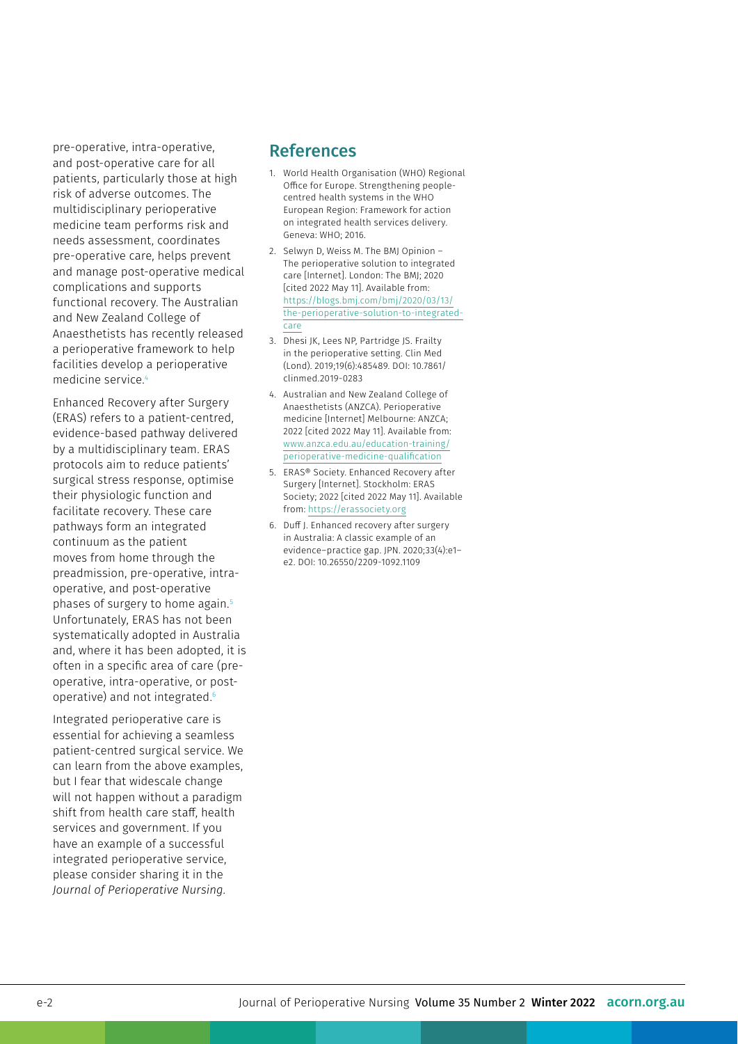pre-operative, intra-operative, and post-operative care for all patients, particularly those at high risk of adverse outcomes. The multidisciplinary perioperative medicine team performs risk and needs assessment, coordinates pre-operative care, helps prevent and manage post-operative medical complications and supports functional recovery. The Australian and New Zealand College of Anaesthetists has recently released a perioperative framework to help facilities develop a perioperative medicine service.[4]

Enhanced Recovery after Surgery (ERAS) refers to a patient-centred, evidence-based pathway delivered by a multidisciplinary team. ERAS protocols aim to reduce patients' surgical stress response, optimise their physiologic function and facilitate recovery. These care pathways form an integrated continuum as the patient moves from home through the preadmission, pre-operative, intra-operative, and post-operative phases of surgery to home again.[5] Unfortunately, ERAS has not been systematically adopted in Australia and, where it has been adopted, it is often in a specific area of care (pre-operative, intra-operative, or post-operative) and not integrated.[6]

Integrated perioperative care is essential for achieving a seamless patient-centred surgical service. We can learn from the above examples, but I fear that widescale change will not happen without a paradigm shift from health care staff, health services and government. If you have an example of a successful integrated perioperative service, please consider sharing it in the *Journal of Perioperative Nursing*.

## References

1. World Health Organisation (WHO) Regional Office for Europe. Strengthening people-centred health systems in the WHO European Region: Framework for action on integrated health services delivery. Geneva: WHO; 2016.
2. Selwyn D, Weiss M. The BMJ Opinion – The perioperative solution to integrated care [Internet]. London: The BMJ; 2020 [cited 2022 May 11]. Available from: https://blogs.bmj.com/bmj/2020/03/13/the-perioperative-solution-to-integrated-care
3. Dhesi JK, Lees NP, Partridge JS. Frailty in the perioperative setting. Clin Med (Lond). 2019;19(6):485489. DOI: 10.7861/clinmed.2019-0283
4. Australian and New Zealand College of Anaesthetists (ANZCA). Perioperative medicine [Internet] Melbourne: ANZCA; 2022 [cited 2022 May 11]. Available from: www.anzca.edu.au/education-training/perioperative-medicine-qualification
5. ERAS® Society. Enhanced Recovery after Surgery [Internet]. Stockholm: ERAS Society; 2022 [cited 2022 May 11]. Available from: https://erassociety.org
6. Duff J. Enhanced recovery after surgery in Australia: A classic example of an evidence–practice gap. JPN. 2020;33(4):e1–e2. DOI: 10.26550/2209-1092.1109